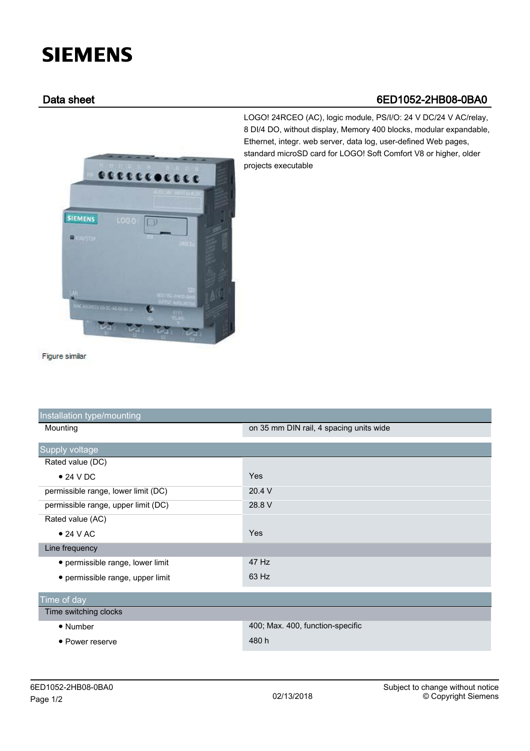# SIEMENS

## Data sheet 6ED1052-2HB08-0BA0

LOGO! 24RCEO (AC), logic module, PS/I/O: 24 V DC/24 V AC/relay, 8 DI/4 DO, without display, Memory 400 blocks, modular expandable, Ethernet, integr. web server, data log, user-defined Web pages, standard microSD card for LOGO! Soft Comfort V8 or higher, older projects executable

Figure similar

| Installation type/mounting | |
|---|---|
| Mounting | on 35 mm DIN rail, 4 spacing units wide |

| Supply voltage | |
|---|---|
| Rated value (DC) | |
| • 24 V DC | Yes |
| permissible range, lower limit (DC) | 20.4 V |
| permissible range, upper limit (DC) | 28.8 V |
| Rated value (AC) | |
| • 24 V AC | Yes |
| Line frequency | |
| • permissible range, lower limit | 47 Hz |
| • permissible range, upper limit | 63 Hz |

| Time of day | |
|---|---|
| Time switching clocks | |
| • Number | 400; Max. 400, function-specific |
| • Power reserve | 480 h |

6ED1052-2HB08-0BA0

02/13/2018

Subject to change without notice
© Copyright Siemens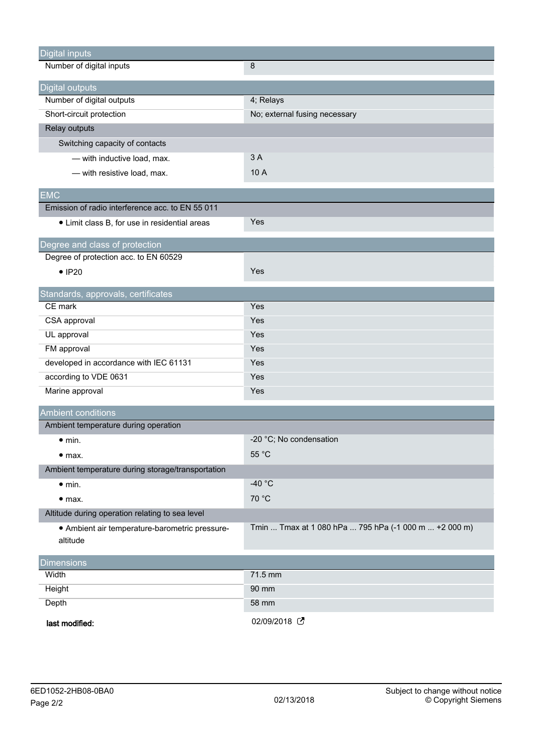| Digital inputs | |
|---|---|
| Number of digital inputs | 8 |

| Digital outputs | |
|---|---|
| Number of digital outputs | 4; Relays |
| Short-circuit protection | No; external fusing necessary |
| Relay outputs | |
| Switching capacity of contacts | |
| — with inductive load, max. | 3 A |
| — with resistive load, max. | 10 A |

| EMC | |
|---|---|
| Emission of radio interference acc. to EN 55 011 | |
| • Limit class B, for use in residential areas | Yes |

| Degree and class of protection | |
|---|---|
| Degree of protection acc. to EN 60529 | |
| • IP20 | Yes |

| Standards, approvals, certificates | |
|---|---|
| CE mark | Yes |
| CSA approval | Yes |
| UL approval | Yes |
| FM approval | Yes |
| developed in accordance with IEC 61131 | Yes |
| according to VDE 0631 | Yes |
| Marine approval | Yes |

| Ambient conditions | |
|---|---|
| Ambient temperature during operation | |
| • min. | -20 °C; No condensation |
| • max. | 55 °C |
| Ambient temperature during storage/transportation | |
| • min. | -40 °C |
| • max. | 70 °C |
| Altitude during operation relating to sea level | |
| • Ambient air temperature-barometric pressure-altitude | Tmin ... Tmax at 1 080 hPa ... 795 hPa (-1 000 m ... +2 000 m) |

| Dimensions | |
|---|---|
| Width | 71.5 mm |
| Height | 90 mm |
| Depth | 58 mm |

**last modified:** 02/09/2018